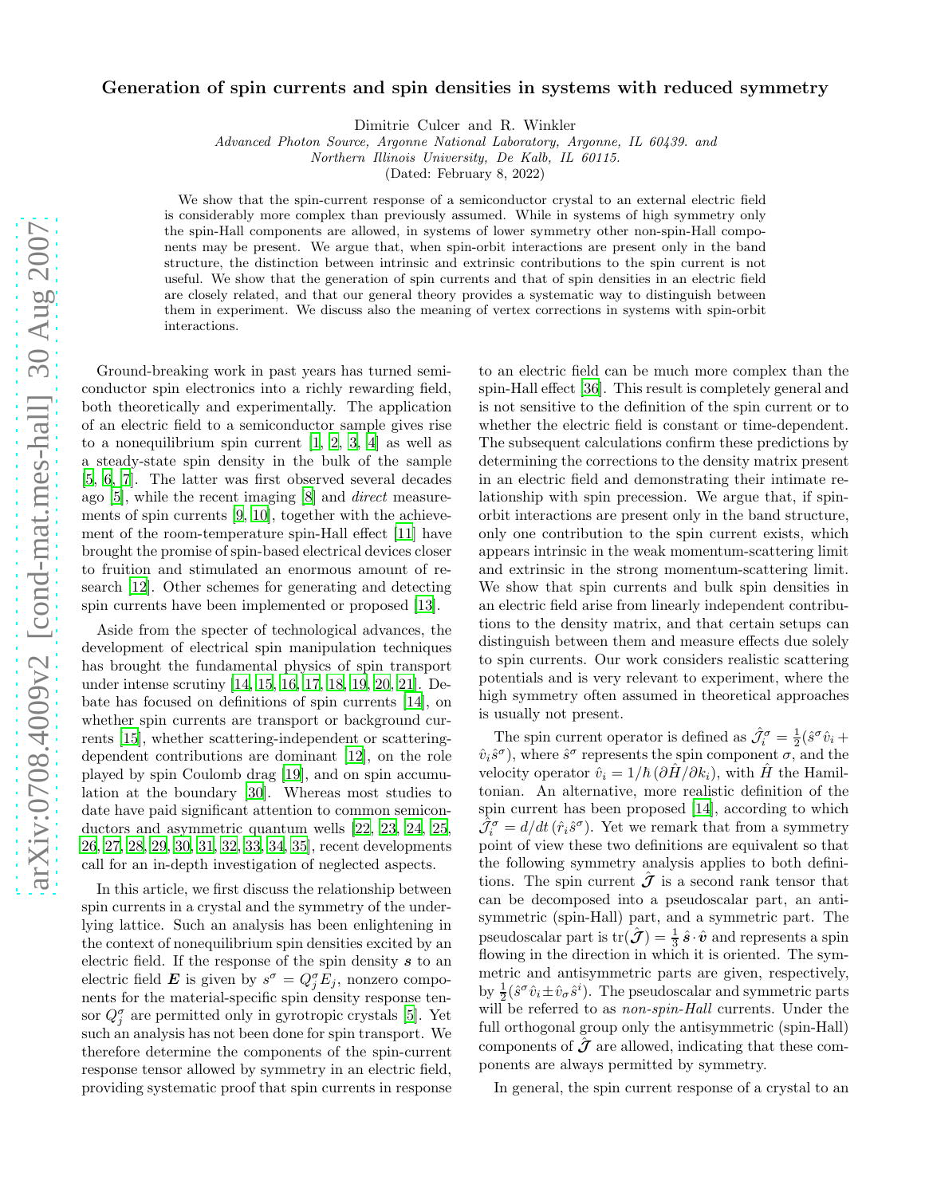# Generation of spin currents and spin densities in systems with reduced symmetry

Dimitrie Culcer and R. Winkler

*Advanced Photon Source, Argonne National Laboratory, Argonne, IL 60439. and*
*Northern Illinois University, De Kalb, IL 60115.*

(Dated: February 8, 2022)

We show that the spin-current response of a semiconductor crystal to an external electric field is considerably more complex than previously assumed. While in systems of high symmetry only the spin-Hall components are allowed, in systems of lower symmetry other non-spin-Hall components may be present. We argue that, when spin-orbit interactions are present only in the band structure, the distinction between intrinsic and extrinsic contributions to the spin current is not useful. We show that the generation of spin currents and that of spin densities in an electric field are closely related, and that our general theory provides a systematic way to distinguish between them in experiment. We discuss also the meaning of vertex corrections in systems with spin-orbit interactions.

Ground-breaking work in past years has turned semiconductor spin electronics into a richly rewarding field, both theoretically and experimentally. The application of an electric field to a semiconductor sample gives rise to a nonequilibrium spin current [1, 2, 3, 4] as well as a steady-state spin density in the bulk of the sample [5, 6, 7]. The latter was first observed several decades ago [5], while the recent imaging [8] and *direct* measurements of spin currents [9, 10], together with the achievement of the room-temperature spin-Hall effect [11] have brought the promise of spin-based electrical devices closer to fruition and stimulated an enormous amount of research [12]. Other schemes for generating and detecting spin currents have been implemented or proposed [13].

Aside from the specter of technological advances, the development of electrical spin manipulation techniques has brought the fundamental physics of spin transport under intense scrutiny [14, 15, 16, 17, 18, 19, 20, 21]. Debate has focused on definitions of spin currents [14], on whether spin currents are transport or background currents [15], whether scattering-independent or scattering-dependent contributions are dominant [12], on the role played by spin Coulomb drag [19], and on spin accumulation at the boundary [30]. Whereas most studies to date have paid significant attention to common semiconductors and asymmetric quantum wells [22, 23, 24, 25, 26, 27, 28, 29, 30, 31, 32, 33, 34, 35], recent developments call for an in-depth investigation of neglected aspects.

In this article, we first discuss the relationship between spin currents in a crystal and the symmetry of the underlying lattice. Such an analysis has been enlightening in the context of nonequilibrium spin densities excited by an electric field. If the response of the spin density $\boldsymbol{s}$ to an electric field $\boldsymbol{E}$ is given by $s^\sigma = Q^\sigma_j E_j$, nonzero components for the material-specific spin density response tensor $Q^\sigma_j$ are permitted only in gyrotropic crystals [5]. Yet such an analysis has not been done for spin transport. We therefore determine the components of the spin-current response tensor allowed by symmetry in an electric field, providing systematic proof that spin currents in response to an electric field can be much more complex than the spin-Hall effect [36]. This result is completely general and is not sensitive to the definition of the spin current or to whether the electric field is constant or time-dependent. The subsequent calculations confirm these predictions by determining the corrections to the density matrix present in an electric field and demonstrating their intimate relationship with spin precession. We argue that, if spin-orbit interactions are present only in the band structure, only one contribution to the spin current exists, which appears intrinsic in the weak momentum-scattering limit and extrinsic in the strong momentum-scattering limit. We show that spin currents and bulk spin densities in an electric field arise from linearly independent contributions to the density matrix, and that certain setups can distinguish between them and measure effects due solely to spin currents. Our work considers realistic scattering potentials and is very relevant to experiment, where the high symmetry often assumed in theoretical approaches is usually not present.

The spin current operator is defined as $\hat{\mathcal{J}}^\sigma_i = \frac{1}{2}(\hat{s}^\sigma \hat{v}_i + \hat{v}_i \hat{s}^\sigma)$, where $\hat{s}^\sigma$ represents the spin component $\sigma$, and the velocity operator $\hat{v}_i = 1/\hbar\,(\partial \hat{H}/\partial k_i)$, with $\hat{H}$ the Hamiltonian. An alternative, more realistic definition of the spin current has been proposed [14], according to which $\hat{\mathcal{J}}^\sigma_i = d/dt\,(\hat{r}_i \hat{s}^\sigma)$. Yet we remark that from a symmetry point of view these two definitions are equivalent so that the following symmetry analysis applies to both definitions. The spin current $\hat{\boldsymbol{\mathcal{J}}}$ is a second rank tensor that can be decomposed into a pseudoscalar part, an antisymmetric (spin-Hall) part, and a symmetric part. The pseudoscalar part is $\mathrm{tr}(\hat{\boldsymbol{\mathcal{J}}}) = \frac{1}{3}\,\hat{\boldsymbol{s}}\cdot\hat{\boldsymbol{v}}$ and represents a spin flowing in the direction in which it is oriented. The symmetric and antisymmetric parts are given, respectively, by $\frac{1}{2}(\hat{s}^\sigma \hat{v}_i \pm \hat{v}_\sigma \hat{s}^i)$. The pseudoscalar and symmetric parts will be referred to as *non-spin-Hall* currents. Under the full orthogonal group only the antisymmetric (spin-Hall) components of $\hat{\boldsymbol{\mathcal{J}}}$ are allowed, indicating that these components are always permitted by symmetry.

In general, the spin current response of a crystal to an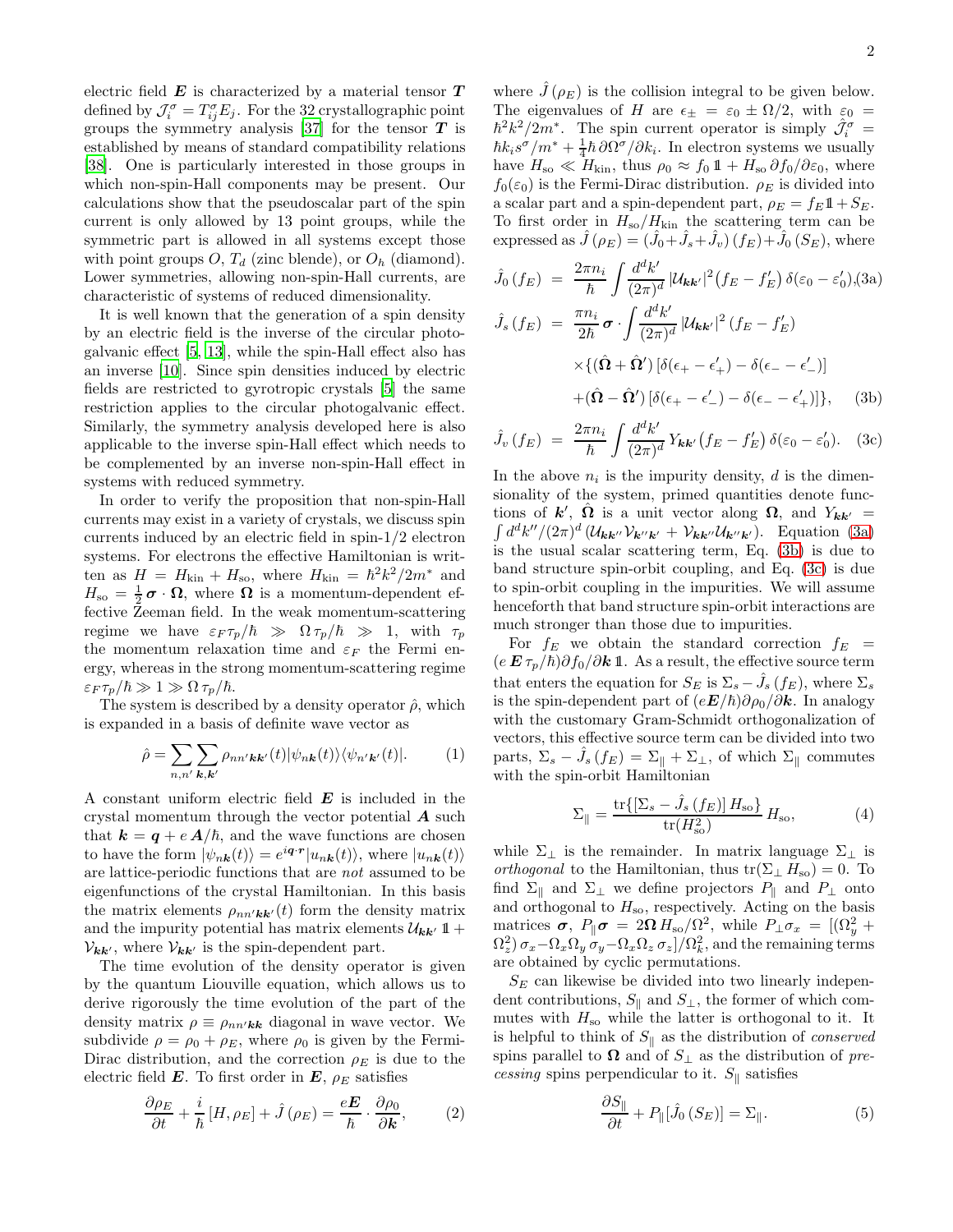electric field $\boldsymbol{E}$ is characterized by a material tensor $\boldsymbol{T}$ defined by $\mathcal{J}_i^\sigma = T_{ij}^\sigma E_j$. For the 32 crystallographic point groups the symmetry analysis [37] for the tensor $\boldsymbol{T}$ is established by means of standard compatibility relations [38]. One is particularly interested in those groups in which non-spin-Hall components may be present. Our calculations show that the pseudoscalar part of the spin current is only allowed by 13 point groups, while the symmetric part is allowed in all systems except those with point groups $O$, $T_d$ (zinc blende), or $O_h$ (diamond). Lower symmetries, allowing non-spin-Hall currents, are characteristic of systems of reduced dimensionality.

It is well known that the generation of a spin density by an electric field is the inverse of the circular photogalvanic effect [5, 13], while the spin-Hall effect also has an inverse [10]. Since spin densities induced by electric fields are restricted to gyrotropic crystals [5] the same restriction applies to the circular photogalvanic effect. Similarly, the symmetry analysis developed here is also applicable to the inverse spin-Hall effect which needs to be complemented by an inverse non-spin-Hall effect in systems with reduced symmetry.

In order to verify the proposition that non-spin-Hall currents may exist in a variety of crystals, we discuss spin currents induced by an electric field in spin-1/2 electron systems. For electrons the effective Hamiltonian is written as $H = H_{\rm kin} + H_{\rm so}$, where $H_{\rm kin} = \hbar^2 k^2/2m^*$ and $H_{\rm so} = \frac{1}{2}\boldsymbol{\sigma}\cdot\boldsymbol{\Omega}$, where $\boldsymbol{\Omega}$ is a momentum-dependent effective Zeeman field. In the weak momentum-scattering regime we have $\varepsilon_F \tau_p/\hbar \gg \Omega\,\tau_p/\hbar \gg 1$, with $\tau_p$ the momentum relaxation time and $\varepsilon_F$ the Fermi energy, whereas in the strong momentum-scattering regime $\varepsilon_F \tau_p/\hbar \gg 1 \gg \Omega\,\tau_p/\hbar$.

The system is described by a density operator $\hat{\rho}$, which is expanded in a basis of definite wave vector as

$$\hat{\rho} = \sum_{n,n'} \sum_{\boldsymbol{k},\boldsymbol{k}'} \rho_{nn'\boldsymbol{k}\boldsymbol{k}'}(t) |\psi_{n\boldsymbol{k}}(t)\rangle\langle\psi_{n'\boldsymbol{k}'}(t)|. \qquad (1)$$

A constant uniform electric field $\boldsymbol{E}$ is included in the crystal momentum through the vector potential $\boldsymbol{A}$ such that $\boldsymbol{k} = \boldsymbol{q} + e\,\boldsymbol{A}/\hbar$, and the wave functions are chosen to have the form $|\psi_{n\boldsymbol{k}}(t)\rangle = e^{i\boldsymbol{q}\cdot\boldsymbol{r}}|u_{n\boldsymbol{k}}(t)\rangle$, where $|u_{n\boldsymbol{k}}(t)\rangle$ are lattice-periodic functions that are *not* assumed to be eigenfunctions of the crystal Hamiltonian. In this basis the matrix elements $\rho_{nn'\boldsymbol{k}\boldsymbol{k}'}(t)$ form the density matrix and the impurity potential has matrix elements $\mathcal{U}_{\boldsymbol{k}\boldsymbol{k}'}\mathbb{1} + \mathcal{V}_{\boldsymbol{k}\boldsymbol{k}'}$, where $\mathcal{V}_{\boldsymbol{k}\boldsymbol{k}'}$ is the spin-dependent part.

The time evolution of the density operator is given by the quantum Liouville equation, which allows us to derive rigorously the time evolution of the part of the density matrix $\rho \equiv \rho_{nn'\boldsymbol{k}\boldsymbol{k}}$ diagonal in wave vector. We subdivide $\rho = \rho_0 + \rho_E$, where $\rho_0$ is given by the Fermi-Dirac distribution, and the correction $\rho_E$ is due to the electric field $\boldsymbol{E}$. To first order in $\boldsymbol{E}$, $\rho_E$ satisfies

$$\frac{\partial \rho_E}{\partial t} + \frac{i}{\hbar}[H, \rho_E] + \hat{J}(\rho_E) = \frac{e\boldsymbol{E}}{\hbar}\cdot\frac{\partial \rho_0}{\partial \boldsymbol{k}}, \qquad (2)$$

where $\hat{J}(\rho_E)$ is the collision integral to be given below. The eigenvalues of $H$ are $\epsilon_\pm = \varepsilon_0 \pm \Omega/2$, with $\varepsilon_0 = \hbar^2 k^2/2m^*$. The spin current operator is simply $\hat{\mathcal{J}}_i^\sigma = \hbar k_i s^\sigma/m^* + \frac{1}{4}\hbar\,\partial\Omega^\sigma/\partial k_i$. In electron systems we usually have $H_{\rm so} \ll H_{\rm kin}$, thus $\rho_0 \approx f_0\,\mathbb{1} + H_{\rm so}\,\partial f_0/\partial\varepsilon_0$, where $f_0(\varepsilon_0)$ is the Fermi-Dirac distribution. $\rho_E$ is divided into a scalar part and a spin-dependent part, $\rho_E = f_E\mathbb{1} + S_E$. To first order in $H_{\rm so}/H_{\rm kin}$ the scattering term can be expressed as $\hat{J}(\rho_E) = (\hat{J}_0 + \hat{J}_s + \hat{J}_v)(f_E) + \hat{J}_0(S_E)$, where

$$\hat{J}_0(f_E) = \frac{2\pi n_i}{\hbar}\int \frac{d^dk'}{(2\pi)^d}\,|\mathcal{U}_{\boldsymbol{k}\boldsymbol{k}'}|^2 \big(f_E - f_E'\big)\,\delta(\varepsilon_0 - \varepsilon_0'), \qquad (3a)$$

$$\begin{aligned}\hat{J}_s(f_E) = {} & \frac{\pi n_i}{2\hbar}\,\boldsymbol{\sigma}\cdot\int \frac{d^dk'}{(2\pi)^d}\,|\mathcal{U}_{\boldsymbol{k}\boldsymbol{k}'}|^2\,(f_E - f_E') \\ & \times\{(\hat{\boldsymbol{\Omega}} + \hat{\boldsymbol{\Omega}}')\,[\delta(\epsilon_+ - \epsilon_+') - \delta(\epsilon_- - \epsilon_-')] \\ & + (\hat{\boldsymbol{\Omega}} - \hat{\boldsymbol{\Omega}}')\,[\delta(\epsilon_+ - \epsilon_-') - \delta(\epsilon_- - \epsilon_+')]\}, \end{aligned} \qquad (3b)$$

$$\hat{J}_v(f_E) = \frac{2\pi n_i}{\hbar}\int \frac{d^dk'}{(2\pi)^d}\,Y_{\boldsymbol{k}\boldsymbol{k}'}\big(f_E - f_E'\big)\,\delta(\varepsilon_0 - \varepsilon_0'). \qquad (3c)$$

In the above $n_i$ is the impurity density, $d$ is the dimensionality of the system, primed quantities denote functions of $\boldsymbol{k}'$, $\hat{\boldsymbol{\Omega}}$ is a unit vector along $\boldsymbol{\Omega}$, and $Y_{\boldsymbol{k}\boldsymbol{k}'} = \int d^dk''/(2\pi)^d\,(\mathcal{U}_{\boldsymbol{k}\boldsymbol{k}''}\mathcal{V}_{\boldsymbol{k}''\boldsymbol{k}'} + \mathcal{V}_{\boldsymbol{k}\boldsymbol{k}''}\mathcal{U}_{\boldsymbol{k}''\boldsymbol{k}'})$. Equation (3a) is the usual scalar scattering term, Eq. (3b) is due to band structure spin-orbit coupling, and Eq. (3c) is due to spin-orbit coupling in the impurities. We will assume henceforth that band structure spin-orbit interactions are much stronger than those due to impurities.

For $f_E$ we obtain the standard correction $f_E = (e\,\boldsymbol{E}\,\tau_p/\hbar)\partial f_0/\partial\boldsymbol{k}\,\mathbb{1}$. As a result, the effective source term that enters the equation for $S_E$ is $\Sigma_s - \hat{J}_s(f_E)$, where $\Sigma_s$ is the spin-dependent part of $(e\boldsymbol{E}/\hbar)\partial\rho_0/\partial\boldsymbol{k}$. In analogy with the customary Gram-Schmidt orthogonalization of vectors, this effective source term can be divided into two parts, $\Sigma_s - \hat{J}_s(f_E) = \Sigma_\parallel + \Sigma_\perp$, of which $\Sigma_\parallel$ commutes with the spin-orbit Hamiltonian

$$\Sigma_\parallel = \frac{\mathrm{tr}\{[\Sigma_s - \hat{J}_s(f_E)]\,H_{\rm so}\}}{\mathrm{tr}(H_{\rm so}^2)}\,H_{\rm so}, \qquad (4)$$

while $\Sigma_\perp$ is the remainder. In matrix language $\Sigma_\perp$ is *orthogonal* to the Hamiltonian, thus $\mathrm{tr}(\Sigma_\perp\,H_{\rm so}) = 0$. To find $\Sigma_\parallel$ and $\Sigma_\perp$ we define projectors $P_\parallel$ and $P_\perp$ onto and orthogonal to $H_{\rm so}$, respectively. Acting on the basis matrices $\boldsymbol{\sigma}$, $P_\parallel\boldsymbol{\sigma} = 2\boldsymbol{\Omega}\,H_{\rm so}/\Omega^2$, while $P_\perp\sigma_x = [(\Omega_y^2 + \Omega_z^2)\,\sigma_x - \Omega_x\Omega_y\,\sigma_y - \Omega_x\Omega_z\,\sigma_z]/\Omega_k^2$, and the remaining terms are obtained by cyclic permutations.

$S_E$ can likewise be divided into two linearly independent contributions, $S_\parallel$ and $S_\perp$, the former of which commutes with $H_{\rm so}$ while the latter is orthogonal to it. It is helpful to think of $S_\parallel$ as the distribution of *conserved* spins parallel to $\boldsymbol{\Omega}$ and of $S_\perp$ as the distribution of *precessing* spins perpendicular to it. $S_\parallel$ satisfies

$$\frac{\partial S_\parallel}{\partial t} + P_\parallel[\hat{J}_0(S_E)] = \Sigma_\parallel. \qquad (5)$$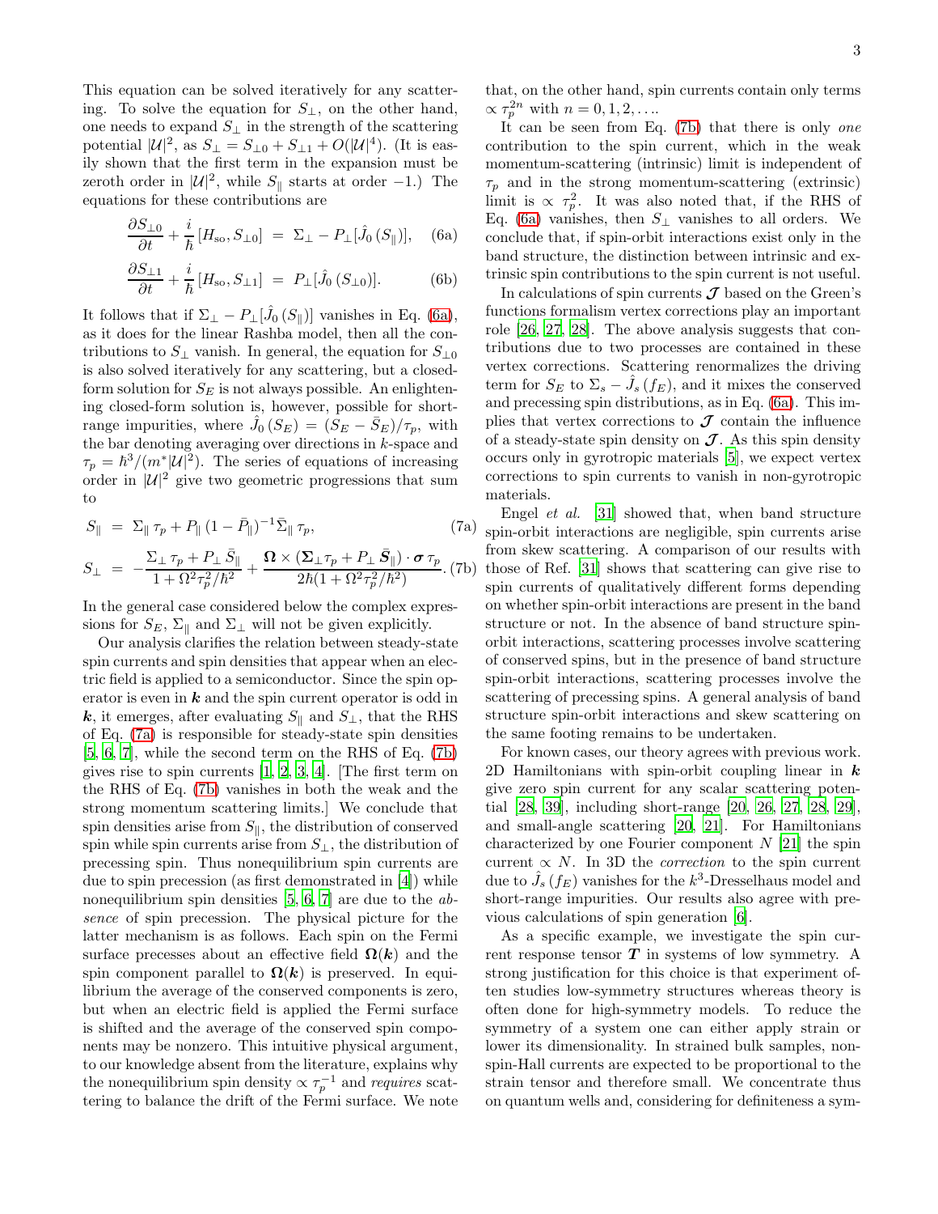This equation can be solved iteratively for any scattering. To solve the equation for $S_\perp$, on the other hand, one needs to expand $S_\perp$ in the strength of the scattering potential $|\mathcal{U}|^2$, as $S_\perp = S_{\perp 0} + S_{\perp 1} + O(|\mathcal{U}|^4)$. (It is easily shown that the first term in the expansion must be zeroth order in $|\mathcal{U}|^2$, while $S_\parallel$ starts at order $-1$.) The equations for these contributions are

$$\frac{\partial S_{\perp 0}}{\partial t} + \frac{i}{\hbar}[H_{\rm so}, S_{\perp 0}] \;=\; \Sigma_\perp - P_\perp[\hat{J}_0\,(S_\parallel)], \quad (6a)$$

$$\frac{\partial S_{\perp 1}}{\partial t} + \frac{i}{\hbar}[H_{\rm so}, S_{\perp 1}] \;=\; P_\perp[\hat{J}_0\,(S_{\perp 0})]. \quad (6b)$$

It follows that if $\Sigma_\perp - P_\perp[\hat{J}_0\,(S_\parallel)]$ vanishes in Eq. (6a), as it does for the linear Rashba model, then all the contributions to $S_\perp$ vanish. In general, the equation for $S_{\perp 0}$ is also solved iteratively for any scattering, but a closed-form solution for $S_E$ is not always possible. An enlightening closed-form solution is, however, possible for short-range impurities, where $\hat{J}_0\,(S_E) = (S_E - \bar{S}_E)/\tau_p$, with the bar denoting averaging over directions in $k$-space and $\tau_p = \hbar^3/(m^*|\mathcal{U}|^2)$. The series of equations of increasing order in $|\mathcal{U}|^2$ give two geometric progressions that sum to

$$S_\parallel \;=\; \Sigma_\parallel\,\tau_p + P_\parallel\,(1 - \bar{P}_\parallel)^{-1}\bar{\Sigma}_\parallel\,\tau_p, \quad (7a)$$

$$S_\perp \;=\; -\frac{\Sigma_\perp\,\tau_p + P_\perp\,\bar{S}_\parallel}{1 + \Omega^2\tau_p^2/\hbar^2} + \frac{\boldsymbol{\Omega}\times(\boldsymbol{\Sigma}_\perp\tau_p + P_\perp\,\bar{\boldsymbol{S}}_\parallel)\cdot\boldsymbol{\sigma}\,\tau_p}{2\hbar(1 + \Omega^2\tau_p^2/\hbar^2)}. \quad (7b)$$

In the general case considered below the complex expressions for $S_E$, $\Sigma_\parallel$ and $\Sigma_\perp$ will not be given explicitly.

Our analysis clarifies the relation between steady-state spin currents and spin densities that appear when an electric field is applied to a semiconductor. Since the spin operator is even in $\boldsymbol{k}$ and the spin current operator is odd in $\boldsymbol{k}$, it emerges, after evaluating $S_\parallel$ and $S_\perp$, that the RHS of Eq. (7a) is responsible for steady-state spin densities [5, 6, 7], while the second term on the RHS of Eq. (7b) gives rise to spin currents [1, 2, 3, 4]. [The first term on the RHS of Eq. (7b) vanishes in both the weak and the strong momentum scattering limits.] We conclude that spin densities arise from $S_\parallel$, the distribution of conserved spin while spin currents arise from $S_\perp$, the distribution of precessing spin. Thus nonequilibrium spin currents are due to spin precession (as first demonstrated in [4]) while nonequilibrium spin densities [5, 6, 7] are due to the *absence* of spin precession. The physical picture for the latter mechanism is as follows. Each spin on the Fermi surface precesses about an effective field $\boldsymbol{\Omega}(\boldsymbol{k})$ and the spin component parallel to $\boldsymbol{\Omega}(\boldsymbol{k})$ is preserved. In equilibrium the average of the conserved components is zero, but when an electric field is applied the Fermi surface is shifted and the average of the conserved spin components may be nonzero. This intuitive physical argument, to our knowledge absent from the literature, explains why the nonequilibrium spin density $\propto \tau_p^{-1}$ and *requires* scattering to balance the drift of the Fermi surface. We note that, on the other hand, spin currents contain only terms $\propto \tau_p^{2n}$ with $n = 0, 1, 2, \ldots$.

It can be seen from Eq. (7b) that there is only *one* contribution to the spin current, which in the weak momentum-scattering (intrinsic) limit is independent of $\tau_p$ and in the strong momentum-scattering (extrinsic) limit is $\propto \tau_p^2$. It was also noted that, if the RHS of Eq. (6a) vanishes, then $S_\perp$ vanishes to all orders. We conclude that, if spin-orbit interactions exist only in the band structure, the distinction between intrinsic and extrinsic spin contributions to the spin current is not useful.

In calculations of spin currents $\boldsymbol{\mathcal{J}}$ based on the Green's functions formalism vertex corrections play an important role [26, 27, 28]. The above analysis suggests that contributions due to two processes are contained in these vertex corrections. Scattering renormalizes the driving term for $S_E$ to $\Sigma_s - \hat{J}_s\,(f_E)$, and it mixes the conserved and precessing spin distributions, as in Eq. (6a). This implies that vertex corrections to $\boldsymbol{\mathcal{J}}$ contain the influence of a steady-state spin density on $\boldsymbol{\mathcal{J}}$. As this spin density occurs only in gyrotropic materials [5], we expect vertex corrections to spin currents to vanish in non-gyrotropic materials.

Engel *et al.* [31] showed that, when band structure spin-orbit interactions are negligible, spin currents arise from skew scattering. A comparison of our results with those of Ref. [31] shows that scattering can give rise to spin currents of qualitatively different forms depending on whether spin-orbit interactions are present in the band structure or not. In the absence of band structure spin-orbit interactions, scattering processes involve scattering of conserved spins, but in the presence of band structure spin-orbit interactions, scattering processes involve the scattering of precessing spins. A general analysis of band structure spin-orbit interactions and skew scattering on the same footing remains to be undertaken.

For known cases, our theory agrees with previous work. 2D Hamiltonians with spin-orbit coupling linear in $\boldsymbol{k}$ give zero spin current for any scalar scattering potential [28, 39], including short-range [20, 26, 27, 28, 29], and small-angle scattering [20, 21]. For Hamiltonians characterized by one Fourier component $N$ [21] the spin current $\propto N$. In 3D the *correction* to the spin current due to $\hat{J}_s\,(f_E)$ vanishes for the $k^3$-Dresselhaus model and short-range impurities. Our results also agree with previous calculations of spin generation [6].

As a specific example, we investigate the spin current response tensor $\boldsymbol{T}$ in systems of low symmetry. A strong justification for this choice is that experiment often studies low-symmetry structures whereas theory is often done for high-symmetry models. To reduce the symmetry of a system one can either apply strain or lower its dimensionality. In strained bulk samples, non-spin-Hall currents are expected to be proportional to the strain tensor and therefore small. We concentrate thus on quantum wells and, considering for definiteness a sym-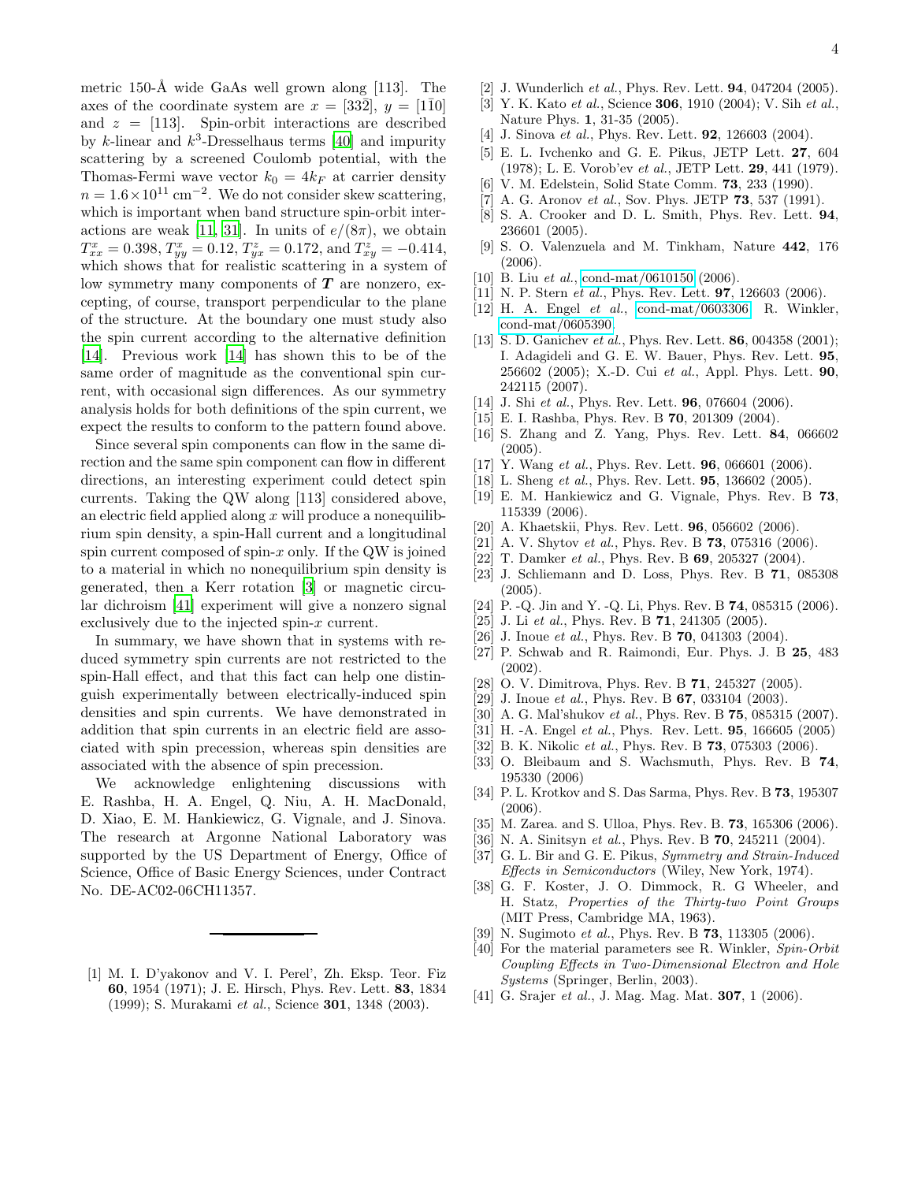metric 150-Å wide GaAs well grown along [113]. The axes of the coordinate system are $x = [33\bar{2}]$, $y = [1\bar{1}0]$ and $z = [113]$. Spin-orbit interactions are described by $k$-linear and $k^3$-Dresselhaus terms [40] and impurity scattering by a screened Coulomb potential, with the Thomas-Fermi wave vector $k_0 = 4k_F$ at carrier density $n = 1.6 \times 10^{11}$ cm$^{-2}$. We do not consider skew scattering, which is important when band structure spin-orbit interactions are weak [11, 31]. In units of $e/(8\pi)$, we obtain $T^x_{xx} = 0.398$, $T^x_{yy} = 0.12$, $T^z_{yx} = 0.172$, and $T^z_{xy} = -0.414$, which shows that for realistic scattering in a system of low symmetry many components of $\boldsymbol{T}$ are nonzero, excepting, of course, transport perpendicular to the plane of the structure. At the boundary one must study also the spin current according to the alternative definition [14]. Previous work [14] has shown this to be of the same order of magnitude as the conventional spin current, with occasional sign differences. As our symmetry analysis holds for both definitions of the spin current, we expect the results to conform to the pattern found above.

Since several spin components can flow in the same direction and the same spin component can flow in different directions, an interesting experiment could detect spin currents. Taking the QW along [113] considered above, an electric field applied along $x$ will produce a nonequilibrium spin density, a spin-Hall current and a longitudinal spin current composed of spin-$x$ only. If the QW is joined to a material in which no nonequilibrium spin density is generated, then a Kerr rotation [3] or magnetic circular dichroism [41] experiment will give a nonzero signal exclusively due to the injected spin-$x$ current.

In summary, we have shown that in systems with reduced symmetry spin currents are not restricted to the spin-Hall effect, and that this fact can help one distinguish experimentally between electrically-induced spin densities and spin currents. We have demonstrated in addition that spin currents in an electric field are associated with spin precession, whereas spin densities are associated with the absence of spin precession.

We acknowledge enlightening discussions with E. Rashba, H. A. Engel, Q. Niu, A. H. MacDonald, D. Xiao, E. M. Hankiewicz, G. Vignale, and J. Sinova. The research at Argonne National Laboratory was supported by the US Department of Energy, Office of Science, Office of Basic Energy Sciences, under Contract No. DE-AC02-06CH11357.

---

[1] M. I. D'yakonov and V. I. Perel', Zh. Eksp. Teor. Fiz **60**, 1954 (1971); J. E. Hirsch, Phys. Rev. Lett. **83**, 1834 (1999); S. Murakami *et al.*, Science **301**, 1348 (2003).

[2] J. Wunderlich *et al.*, Phys. Rev. Lett. **94**, 047204 (2005).

[3] Y. K. Kato *et al.*, Science **306**, 1910 (2004); V. Sih *et al.*, Nature Phys. **1**, 31-35 (2005).

[4] J. Sinova *et al.*, Phys. Rev. Lett. **92**, 126603 (2004).

[5] E. L. Ivchenko and G. E. Pikus, JETP Lett. **27**, 604 (1978); L. E. Vorob'ev *et al.*, JETP Lett. **29**, 441 (1979).

[6] V. M. Edelstein, Solid State Comm. **73**, 233 (1990).

[7] A. G. Aronov *et al.*, Sov. Phys. JETP **73**, 537 (1991).

[8] S. A. Crooker and D. L. Smith, Phys. Rev. Lett. **94**, 236601 (2005).

[9] S. O. Valenzuela and M. Tinkham, Nature **442**, 176 (2006).

[10] B. Liu *et al.*, cond-mat/0610150 (2006).

[11] N. P. Stern *et al.*, Phys. Rev. Lett. **97**, 126603 (2006).

[12] H. A. Engel *et al.*, cond-mat/0603306; R. Winkler, cond-mat/0605390.

[13] S. D. Ganichev *et al.*, Phys. Rev. Lett. **86**, 004358 (2001); I. Adagideli and G. E. W. Bauer, Phys. Rev. Lett. **95**, 256602 (2005); X.-D. Cui *et al.*, Appl. Phys. Lett. **90**, 242115 (2007).

[14] J. Shi *et al.*, Phys. Rev. Lett. **96**, 076604 (2006).

[15] E. I. Rashba, Phys. Rev. B **70**, 201309 (2004).

[16] S. Zhang and Z. Yang, Phys. Rev. Lett. **84**, 066602 (2005).

[17] Y. Wang *et al.*, Phys. Rev. Lett. **96**, 066601 (2006).

[18] L. Sheng *et al.*, Phys. Rev. Lett. **95**, 136602 (2005).

[19] E. M. Hankiewicz and G. Vignale, Phys. Rev. B **73**, 115339 (2006).

[20] A. Khaetskii, Phys. Rev. Lett. **96**, 056602 (2006).

[21] A. V. Shytov *et al.*, Phys. Rev. B **73**, 075316 (2006).

[22] T. Damker *et al.*, Phys. Rev. B **69**, 205327 (2004).

[23] J. Schliemann and D. Loss, Phys. Rev. B **71**, 085308 (2005).

[24] P. -Q. Jin and Y. -Q. Li, Phys. Rev. B **74**, 085315 (2006).

[25] J. Li *et al.*, Phys. Rev. B **71**, 241305 (2005).

[26] J. Inoue *et al.*, Phys. Rev. B **70**, 041303 (2004).

[27] P. Schwab and R. Raimondi, Eur. Phys. J. B **25**, 483 (2002).

[28] O. V. Dimitrova, Phys. Rev. B **71**, 245327 (2005).

[29] J. Inoue *et al.*, Phys. Rev. B **67**, 033104 (2003).

[30] A. G. Mal'shukov *et al.*, Phys. Rev. B **75**, 085315 (2007).

[31] H. -A. Engel *et al.*, Phys. Rev. Lett. **95**, 166605 (2005)

[32] B. K. Nikolic *et al.*, Phys. Rev. B **73**, 075303 (2006).

[33] O. Bleibaum and S. Wachsmuth, Phys. Rev. B **74**, 195330 (2006)

[34] P. L. Krotkov and S. Das Sarma, Phys. Rev. B **73**, 195307 (2006).

[35] M. Zarea. and S. Ulloa, Phys. Rev. B. **73**, 165306 (2006).

[36] N. A. Sinitsyn *et al.*, Phys. Rev. B **70**, 245211 (2004).

[37] G. L. Bir and G. E. Pikus, *Symmetry and Strain-Induced Effects in Semiconductors* (Wiley, New York, 1974).

[38] G. F. Koster, J. O. Dimmock, R. G Wheeler, and H. Statz, *Properties of the Thirty-two Point Groups* (MIT Press, Cambridge MA, 1963).

[39] N. Sugimoto *et al.*, Phys. Rev. B **73**, 113305 (2006).

[40] For the material parameters see R. Winkler, *Spin-Orbit Coupling Effects in Two-Dimensional Electron and Hole Systems* (Springer, Berlin, 2003).

[41] G. Srajer *et al.*, J. Mag. Mag. Mat. **307**, 1 (2006).